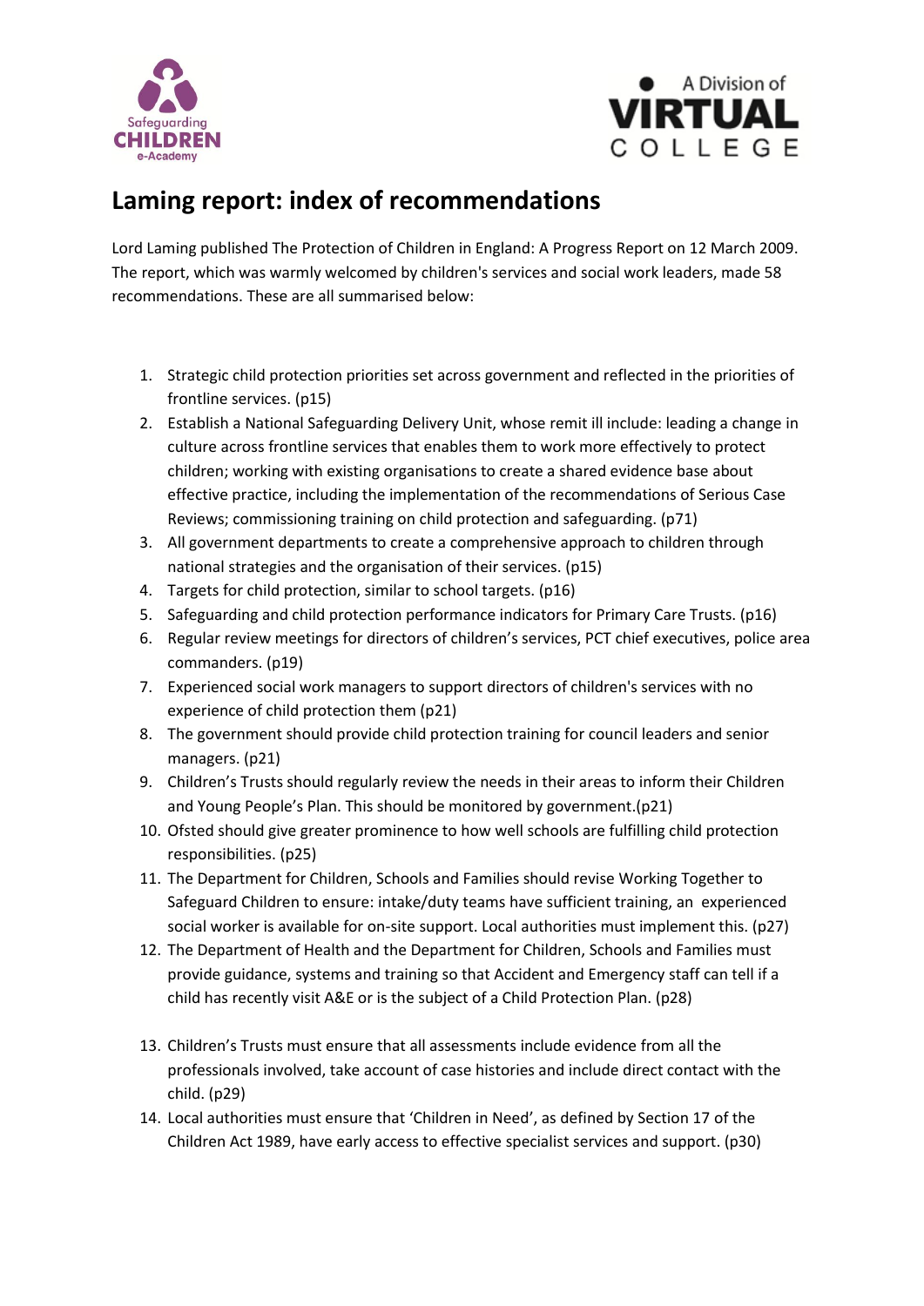# Laming report: index of recommendations

Lord Laming published The Protection of Children in England: A Progress Report on 12 March 2009. The report, which was warmly welcomed by children's services and social work leaders, made 58 recommendations. These are all summarised below:

1. Strategic child protection priorities set across government and reflected in the priorities of frontline services. (p15)
2. Establish a National Safeguarding Delivery Unit, whose remit ill include: leading a change in culture across frontline services that enables them to work more effectively to protect children; working with existing organisations to create a shared evidence base about effective practice, including the implementation of the recommendations of Serious Case Reviews; commissioning training on child protection and safeguarding. (p71)
3. All government departments to create a comprehensive approach to children through national strategies and the organisation of their services. (p15)
4. Targets for child protection, similar to school targets. (p16)
5. Safeguarding and child protection performance indicators for Primary Care Trusts. (p16)
6. Regular review meetings for directors of children's services, PCT chief executives, police area commanders. (p19)
7. Experienced social work managers to support directors of children's services with no experience of child protection them (p21)
8. The government should provide child protection training for council leaders and senior managers. (p21)
9. Children's Trusts should regularly review the needs in their areas to inform their Children and Young People's Plan. This should be monitored by government.(p21)
10. Ofsted should give greater prominence to how well schools are fulfilling child protection responsibilities. (p25)
11. The Department for Children, Schools and Families should revise Working Together to Safeguard Children to ensure: intake/duty teams have sufficient training, an experienced social worker is available for on-site support. Local authorities must implement this. (p27)
12. The Department of Health and the Department for Children, Schools and Families must provide guidance, systems and training so that Accident and Emergency staff can tell if a child has recently visit A&E or is the subject of a Child Protection Plan. (p28)
13. Children's Trusts must ensure that all assessments include evidence from all the professionals involved, take account of case histories and include direct contact with the child. (p29)
14. Local authorities must ensure that 'Children in Need', as defined by Section 17 of the Children Act 1989, have early access to effective specialist services and support. (p30)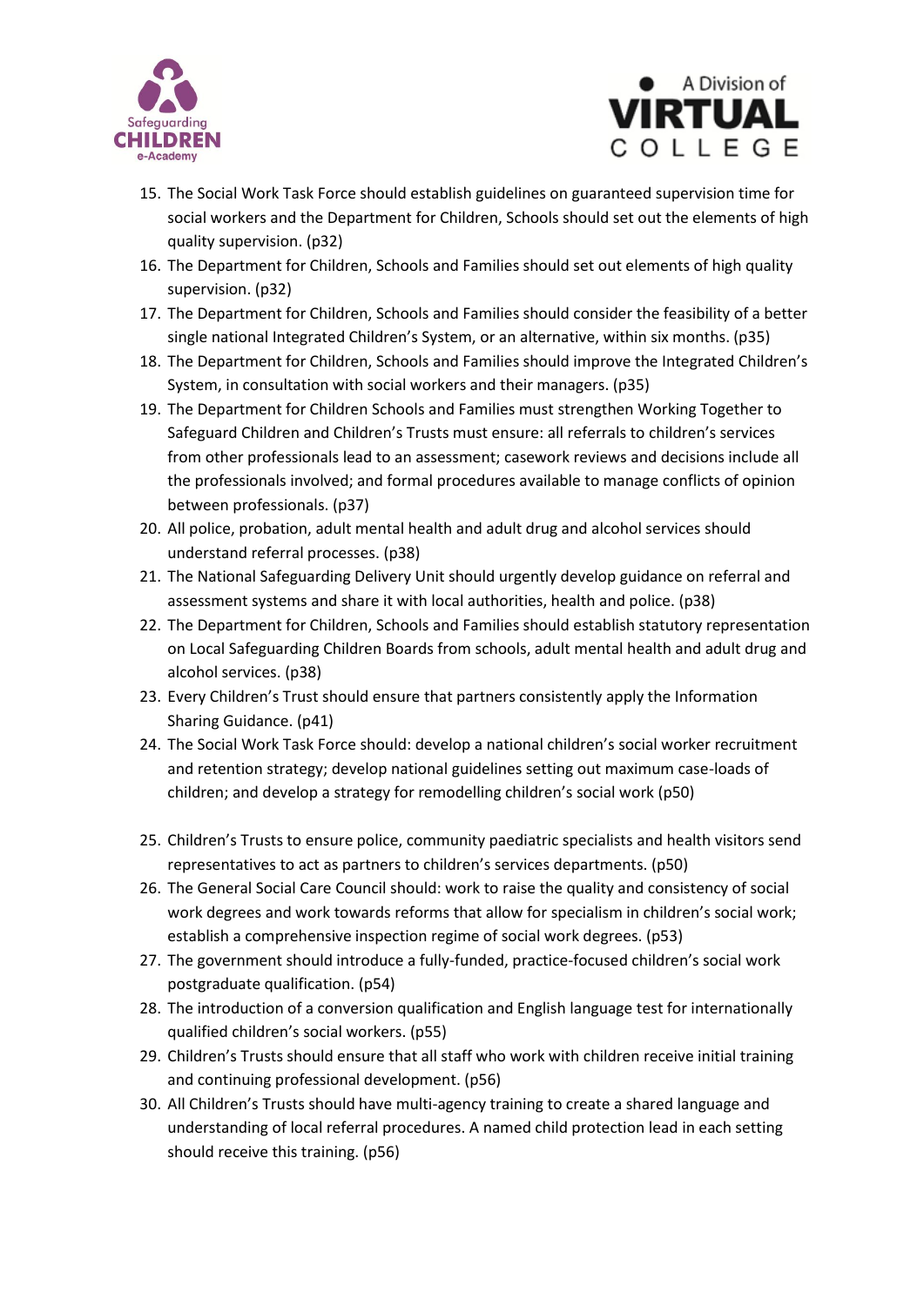15. The Social Work Task Force should establish guidelines on guaranteed supervision time for social workers and the Department for Children, Schools should set out the elements of high quality supervision. (p32)
16. The Department for Children, Schools and Families should set out elements of high quality supervision. (p32)
17. The Department for Children, Schools and Families should consider the feasibility of a better single national Integrated Children's System, or an alternative, within six months. (p35)
18. The Department for Children, Schools and Families should improve the Integrated Children's System, in consultation with social workers and their managers. (p35)
19. The Department for Children Schools and Families must strengthen Working Together to Safeguard Children and Children's Trusts must ensure: all referrals to children's services from other professionals lead to an assessment; casework reviews and decisions include all the professionals involved; and formal procedures available to manage conflicts of opinion between professionals. (p37)
20. All police, probation, adult mental health and adult drug and alcohol services should understand referral processes. (p38)
21. The National Safeguarding Delivery Unit should urgently develop guidance on referral and assessment systems and share it with local authorities, health and police. (p38)
22. The Department for Children, Schools and Families should establish statutory representation on Local Safeguarding Children Boards from schools, adult mental health and adult drug and alcohol services. (p38)
23. Every Children's Trust should ensure that partners consistently apply the Information Sharing Guidance. (p41)
24. The Social Work Task Force should: develop a national children's social worker recruitment and retention strategy; develop national guidelines setting out maximum case-loads of children; and develop a strategy for remodelling children's social work (p50)
25. Children's Trusts to ensure police, community paediatric specialists and health visitors send representatives to act as partners to children's services departments. (p50)
26. The General Social Care Council should: work to raise the quality and consistency of social work degrees and work towards reforms that allow for specialism in children's social work; establish a comprehensive inspection regime of social work degrees. (p53)
27. The government should introduce a fully-funded, practice-focused children's social work postgraduate qualification. (p54)
28. The introduction of a conversion qualification and English language test for internationally qualified children's social workers. (p55)
29. Children's Trusts should ensure that all staff who work with children receive initial training and continuing professional development. (p56)
30. All Children's Trusts should have multi-agency training to create a shared language and understanding of local referral procedures. A named child protection lead in each setting should receive this training. (p56)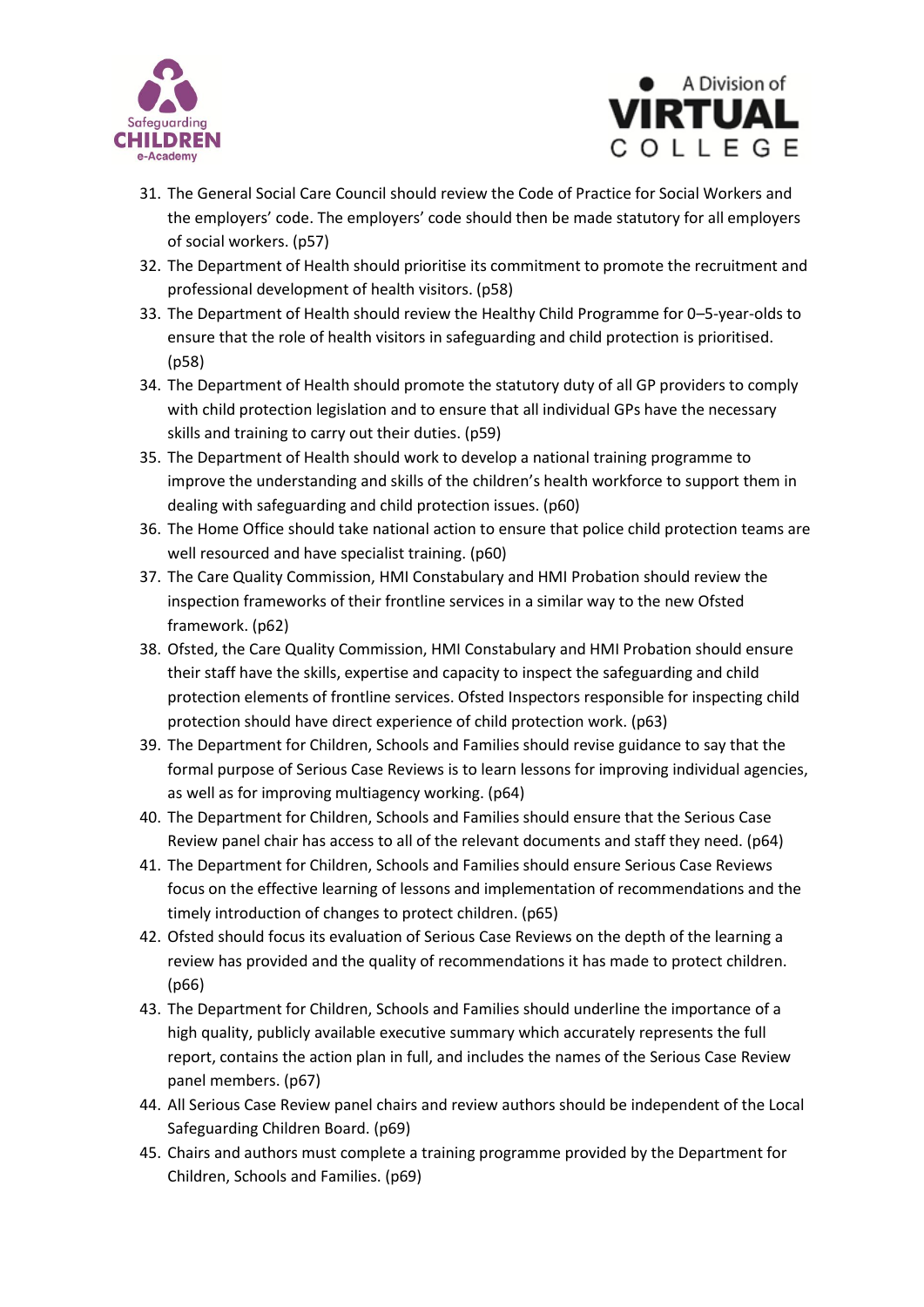31. The General Social Care Council should review the Code of Practice for Social Workers and the employers' code. The employers' code should then be made statutory for all employers of social workers. (p57)
32. The Department of Health should prioritise its commitment to promote the recruitment and professional development of health visitors. (p58)
33. The Department of Health should review the Healthy Child Programme for 0–5-year-olds to ensure that the role of health visitors in safeguarding and child protection is prioritised. (p58)
34. The Department of Health should promote the statutory duty of all GP providers to comply with child protection legislation and to ensure that all individual GPs have the necessary skills and training to carry out their duties. (p59)
35. The Department of Health should work to develop a national training programme to improve the understanding and skills of the children's health workforce to support them in dealing with safeguarding and child protection issues. (p60)
36. The Home Office should take national action to ensure that police child protection teams are well resourced and have specialist training. (p60)
37. The Care Quality Commission, HMI Constabulary and HMI Probation should review the inspection frameworks of their frontline services in a similar way to the new Ofsted framework. (p62)
38. Ofsted, the Care Quality Commission, HMI Constabulary and HMI Probation should ensure their staff have the skills, expertise and capacity to inspect the safeguarding and child protection elements of frontline services. Ofsted Inspectors responsible for inspecting child protection should have direct experience of child protection work. (p63)
39. The Department for Children, Schools and Families should revise guidance to say that the formal purpose of Serious Case Reviews is to learn lessons for improving individual agencies, as well as for improving multiagency working. (p64)
40. The Department for Children, Schools and Families should ensure that the Serious Case Review panel chair has access to all of the relevant documents and staff they need. (p64)
41. The Department for Children, Schools and Families should ensure Serious Case Reviews focus on the effective learning of lessons and implementation of recommendations and the timely introduction of changes to protect children. (p65)
42. Ofsted should focus its evaluation of Serious Case Reviews on the depth of the learning a review has provided and the quality of recommendations it has made to protect children. (p66)
43. The Department for Children, Schools and Families should underline the importance of a high quality, publicly available executive summary which accurately represents the full report, contains the action plan in full, and includes the names of the Serious Case Review panel members. (p67)
44. All Serious Case Review panel chairs and review authors should be independent of the Local Safeguarding Children Board. (p69)
45. Chairs and authors must complete a training programme provided by the Department for Children, Schools and Families. (p69)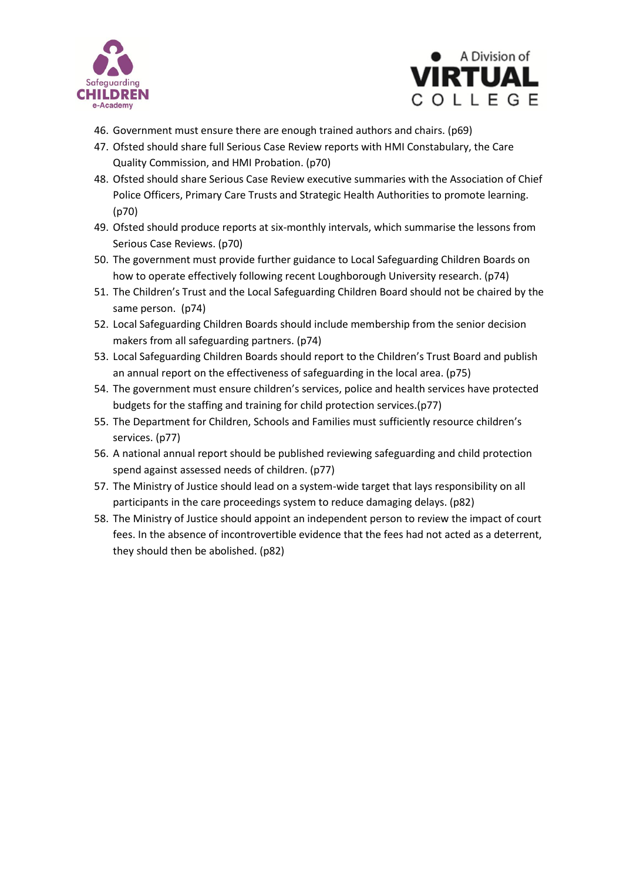46. Government must ensure there are enough trained authors and chairs. (p69)
47. Ofsted should share full Serious Case Review reports with HMI Constabulary, the Care Quality Commission, and HMI Probation. (p70)
48. Ofsted should share Serious Case Review executive summaries with the Association of Chief Police Officers, Primary Care Trusts and Strategic Health Authorities to promote learning. (p70)
49. Ofsted should produce reports at six-monthly intervals, which summarise the lessons from Serious Case Reviews. (p70)
50. The government must provide further guidance to Local Safeguarding Children Boards on how to operate effectively following recent Loughborough University research. (p74)
51. The Children's Trust and the Local Safeguarding Children Board should not be chaired by the same person. (p74)
52. Local Safeguarding Children Boards should include membership from the senior decision makers from all safeguarding partners. (p74)
53. Local Safeguarding Children Boards should report to the Children's Trust Board and publish an annual report on the effectiveness of safeguarding in the local area. (p75)
54. The government must ensure children's services, police and health services have protected budgets for the staffing and training for child protection services.(p77)
55. The Department for Children, Schools and Families must sufficiently resource children's services. (p77)
56. A national annual report should be published reviewing safeguarding and child protection spend against assessed needs of children. (p77)
57. The Ministry of Justice should lead on a system-wide target that lays responsibility on all participants in the care proceedings system to reduce damaging delays. (p82)
58. The Ministry of Justice should appoint an independent person to review the impact of court fees. In the absence of incontrovertible evidence that the fees had not acted as a deterrent, they should then be abolished. (p82)